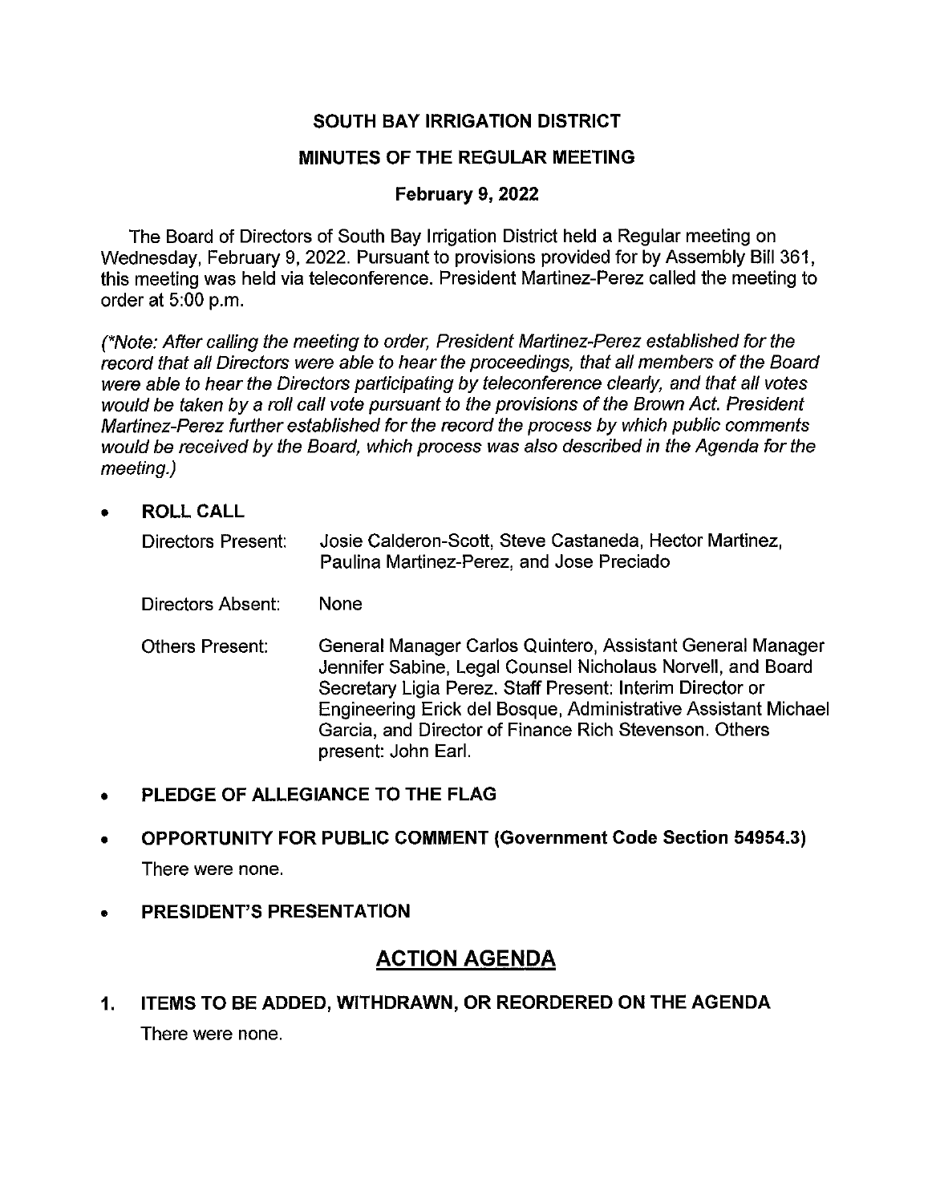# SOUTH BAY IRRIGATION DISTRICT

## MINUTES OF THE REGULAR MEETING

### February 9, 2022

The Board of Directors of South Bay Irrigation District held a Regular meeting on Wednesday, February 9, 2022. Pursuant to provisions provided for by Assembly Bill 361, this meeting was held via teleconference. President Martinez-Perez called the meeting to order at 5:00 p.m.

*(\*Note: After calling the meeting to order, President Martinez-Perez established for the record that all Directors were able to hear the proceedings, that all members of the Board were able to hear the Directors participating by teleconference clearly, and that all votes would be taken by a roll call vote pursuant to the provisions of the Brown Act. President Martinez-Perez further established for the record the process by which public comments would be received by the Board, which process was also described in the Agenda for the meeting.)*

- **ROLL CALL**

  Directors Present: Josie Calderon-Scott, Steve Castaneda, Hector Martinez, Paulina Martinez-Perez, and Jose Preciado

  Directors Absent: None

  Others Present: General Manager Carlos Quintero, Assistant General Manager Jennifer Sabine, Legal Counsel Nicholaus Norvell, and Board Secretary Ligia Perez. Staff Present: Interim Director or Engineering Erick del Bosque, Administrative Assistant Michael Garcia, and Director of Finance Rich Stevenson. Others present: John Earl.

- **PLEDGE OF ALLEGIANCE TO THE FLAG**

- **OPPORTUNITY FOR PUBLIC COMMENT (Government Code Section 54954.3)**

  There were none.

- **PRESIDENT'S PRESENTATION**

## ACTION AGENDA

**1. ITEMS TO BE ADDED, WITHDRAWN, OR REORDERED ON THE AGENDA**

There were none.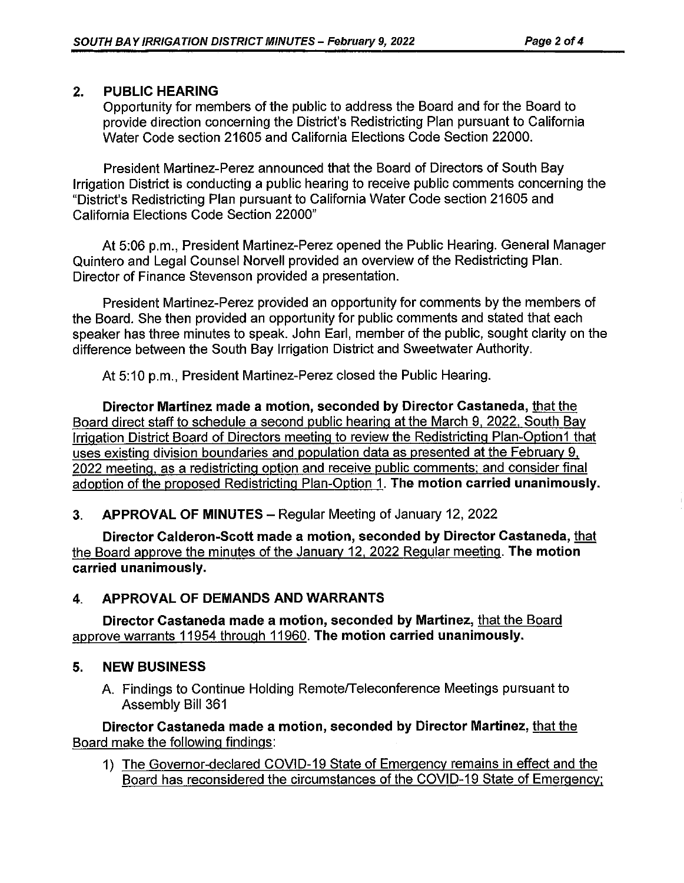## 2. PUBLIC HEARING

Opportunity for members of the public to address the Board and for the Board to provide direction concerning the District's Redistricting Plan pursuant to California Water Code section 21605 and California Elections Code Section 22000.

President Martinez-Perez announced that the Board of Directors of South Bay Irrigation District is conducting a public hearing to receive public comments concerning the "District's Redistricting Plan pursuant to California Water Code section 21605 and California Elections Code Section 22000"

At 5:06 p.m., President Martinez-Perez opened the Public Hearing. General Manager Quintero and Legal Counsel Norvell provided an overview of the Redistricting Plan. Director of Finance Stevenson provided a presentation.

President Martinez-Perez provided an opportunity for comments by the members of the Board. She then provided an opportunity for public comments and stated that each speaker has three minutes to speak. John Earl, member of the public, sought clarity on the difference between the South Bay Irrigation District and Sweetwater Authority.

At 5:10 p.m., President Martinez-Perez closed the Public Hearing.

**Director Martinez made a motion, seconded by Director Castaneda,** that the Board direct staff to schedule a second public hearing at the March 9, 2022, South Bay Irrigation District Board of Directors meeting to review the Redistricting Plan-Option1 that uses existing division boundaries and population data as presented at the February 9, 2022 meeting, as a redistricting option and receive public comments; and consider final adoption of the proposed Redistricting Plan-Option 1. **The motion carried unanimously.**

## 3. APPROVAL OF MINUTES – Regular Meeting of January 12, 2022

**Director Calderon-Scott made a motion, seconded by Director Castaneda,** that the Board approve the minutes of the January 12, 2022 Regular meeting. **The motion carried unanimously.**

## 4. APPROVAL OF DEMANDS AND WARRANTS

**Director Castaneda made a motion, seconded by Martinez,** that the Board approve warrants 11954 through 11960. **The motion carried unanimously.**

## 5. NEW BUSINESS

A. Findings to Continue Holding Remote/Teleconference Meetings pursuant to Assembly Bill 361

**Director Castaneda made a motion, seconded by Director Martinez,** that the Board make the following findings:

1) The Governor-declared COVID-19 State of Emergency remains in effect and the Board has reconsidered the circumstances of the COVID-19 State of Emergency;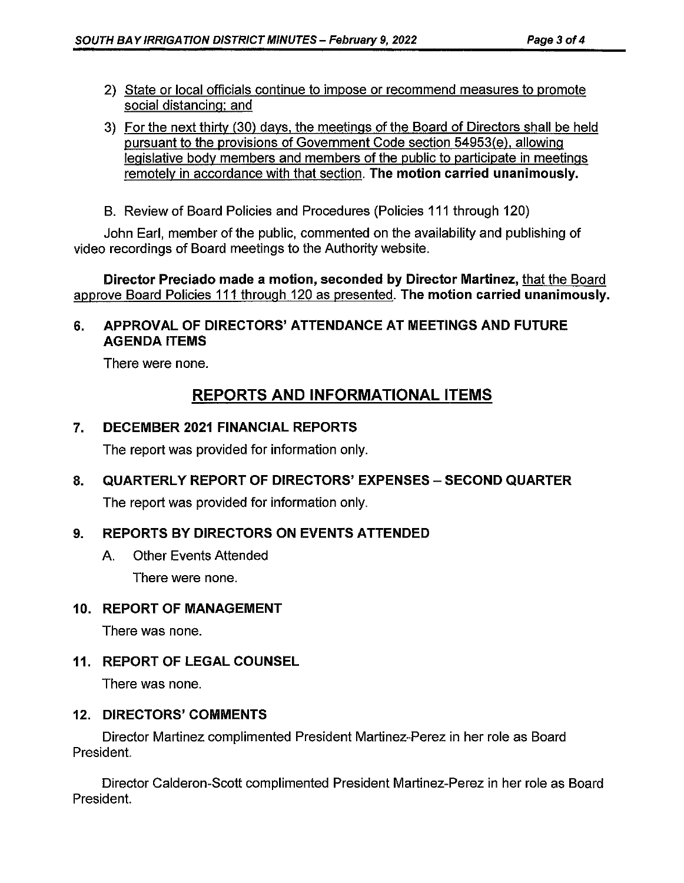2) State or local officials continue to impose or recommend measures to promote social distancing; and

3) For the next thirty (30) days, the meetings of the Board of Directors shall be held pursuant to the provisions of Government Code section 54953(e), allowing legislative body members and members of the public to participate in meetings remotely in accordance with that section. **The motion carried unanimously.**

B. Review of Board Policies and Procedures (Policies 111 through 120)

John Earl, member of the public, commented on the availability and publishing of video recordings of Board meetings to the Authority website.

**Director Preciado made a motion, seconded by Director Martinez,** that the Board approve Board Policies 111 through 120 as presented. **The motion carried unanimously.**

### 6. APPROVAL OF DIRECTORS' ATTENDANCE AT MEETINGS AND FUTURE AGENDA ITEMS

There were none.

## REPORTS AND INFORMATIONAL ITEMS

### 7. DECEMBER 2021 FINANCIAL REPORTS

The report was provided for information only.

### 8. QUARTERLY REPORT OF DIRECTORS' EXPENSES – SECOND QUARTER

The report was provided for information only.

### 9. REPORTS BY DIRECTORS ON EVENTS ATTENDED

A. Other Events Attended

There were none.

### 10. REPORT OF MANAGEMENT

There was none.

### 11. REPORT OF LEGAL COUNSEL

There was none.

### 12. DIRECTORS' COMMENTS

Director Martinez complimented President Martinez-Perez in her role as Board President.

Director Calderon-Scott complimented President Martinez-Perez in her role as Board President.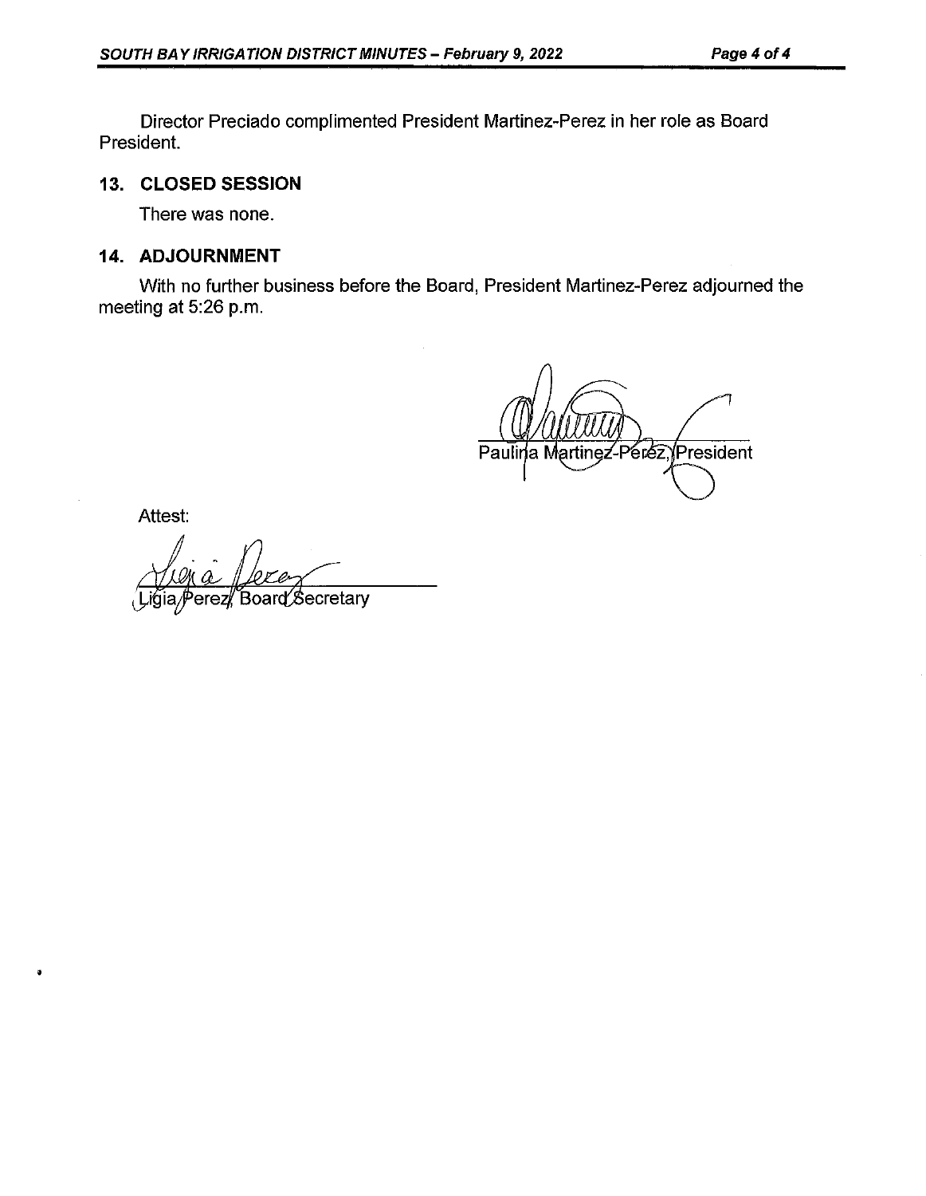Director Preciado complimented President Martinez-Perez in her role as Board President.

## 13. CLOSED SESSION

There was none.

## 14. ADJOURNMENT

With no further business before the Board, President Martinez-Perez adjourned the meeting at 5:26 p.m.

Paulina Martinez-Perez, President

Attest:

Ligia Perez, Board Secretary